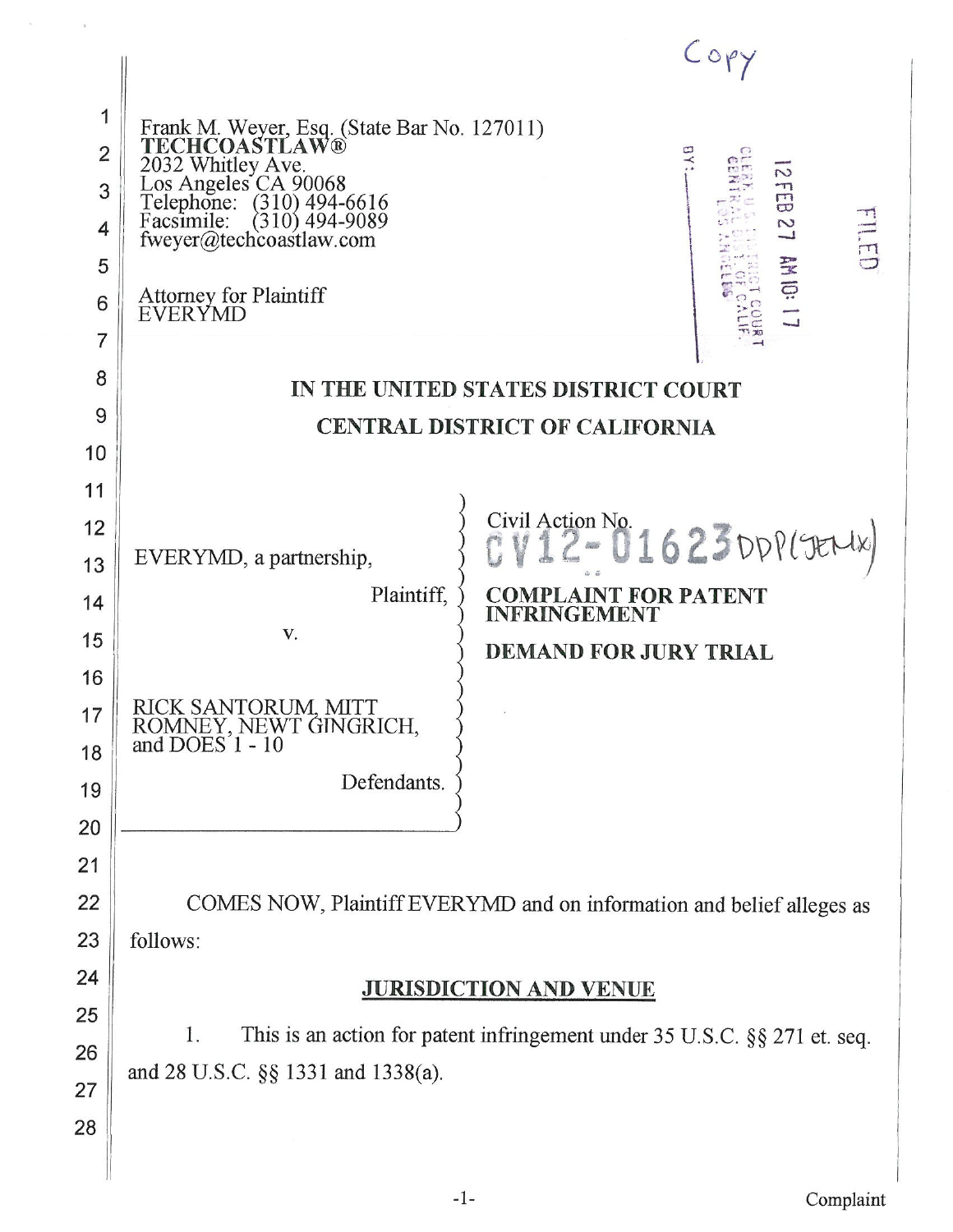Copy

Frank M. Weyer, Esq. (State Bar No. 127011)
**TECHCOASTLAW®**
2032 Whitley Ave.
Los Angeles CA 90068
Telephone: (310) 494-6616
Facsimile: (310) 494-9089
fweyer@techcoastlaw.com

Attorney for Plaintiff
EVERYMD

FILED
12 FEB 27 AM 10:17
CLERK U.S. DISTRICT COURT
CENTRAL DIST. OF CALIF.
LOS ANGELES
BY: ______

**IN THE UNITED STATES DISTRICT COURT**

**CENTRAL DISTRICT OF CALIFORNIA**

| | |
|---|---|
| EVERYMD, a partnership,<br><br>Plaintiff,<br><br>v.<br><br>RICK SANTORUM, MITT ROMNEY, NEWT GINGRICH, and DOES 1 - 10<br><br>Defendants. | Civil Action No. CV12-01623 DDP(JEMx)<br><br>**COMPLAINT FOR PATENT INFRINGEMENT**<br><br>**DEMAND FOR JURY TRIAL** |

COMES NOW, Plaintiff EVERYMD and on information and belief alleges as follows:

## JURISDICTION AND VENUE

1. This is an action for patent infringement under 35 U.S.C. §§ 271 et. seq. and 28 U.S.C. §§ 1331 and 1338(a).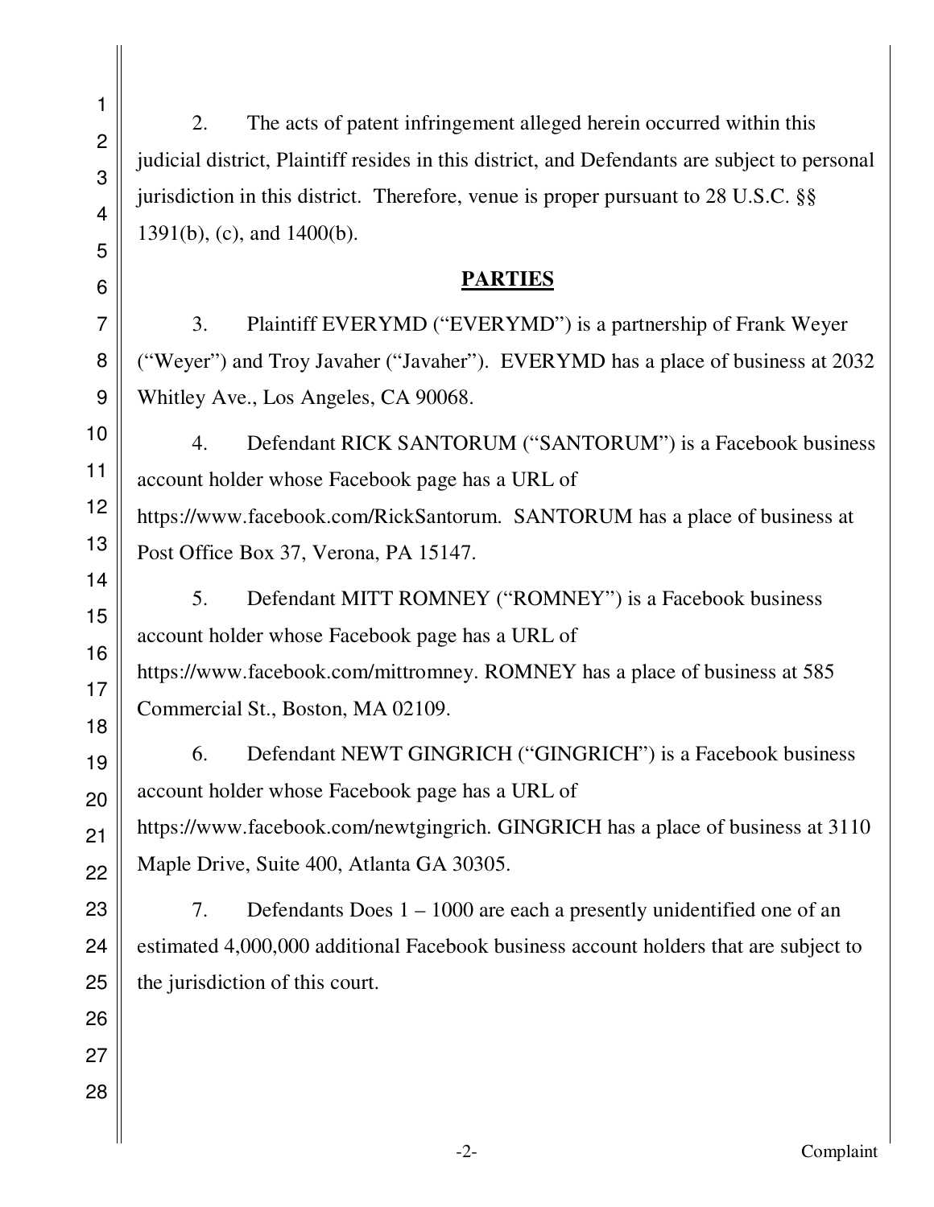2. The acts of patent infringement alleged herein occurred within this judicial district, Plaintiff resides in this district, and Defendants are subject to personal jurisdiction in this district. Therefore, venue is proper pursuant to 28 U.S.C. §§ 1391(b), (c), and 1400(b).

## PARTIES

3. Plaintiff EVERYMD ("EVERYMD") is a partnership of Frank Weyer ("Weyer") and Troy Javaher ("Javaher"). EVERYMD has a place of business at 2032 Whitley Ave., Los Angeles, CA 90068.

4. Defendant RICK SANTORUM ("SANTORUM") is a Facebook business account holder whose Facebook page has a URL of https://www.facebook.com/RickSantorum. SANTORUM has a place of business at Post Office Box 37, Verona, PA 15147.

5. Defendant MITT ROMNEY ("ROMNEY") is a Facebook business account holder whose Facebook page has a URL of https://www.facebook.com/mittromney. ROMNEY has a place of business at 585 Commercial St., Boston, MA 02109.

6. Defendant NEWT GINGRICH ("GINGRICH") is a Facebook business account holder whose Facebook page has a URL of https://www.facebook.com/newtgingrich. GINGRICH has a place of business at 3110 Maple Drive, Suite 400, Atlanta GA 30305.

7. Defendants Does 1 – 1000 are each a presently unidentified one of an estimated 4,000,000 additional Facebook business account holders that are subject to the jurisdiction of this court.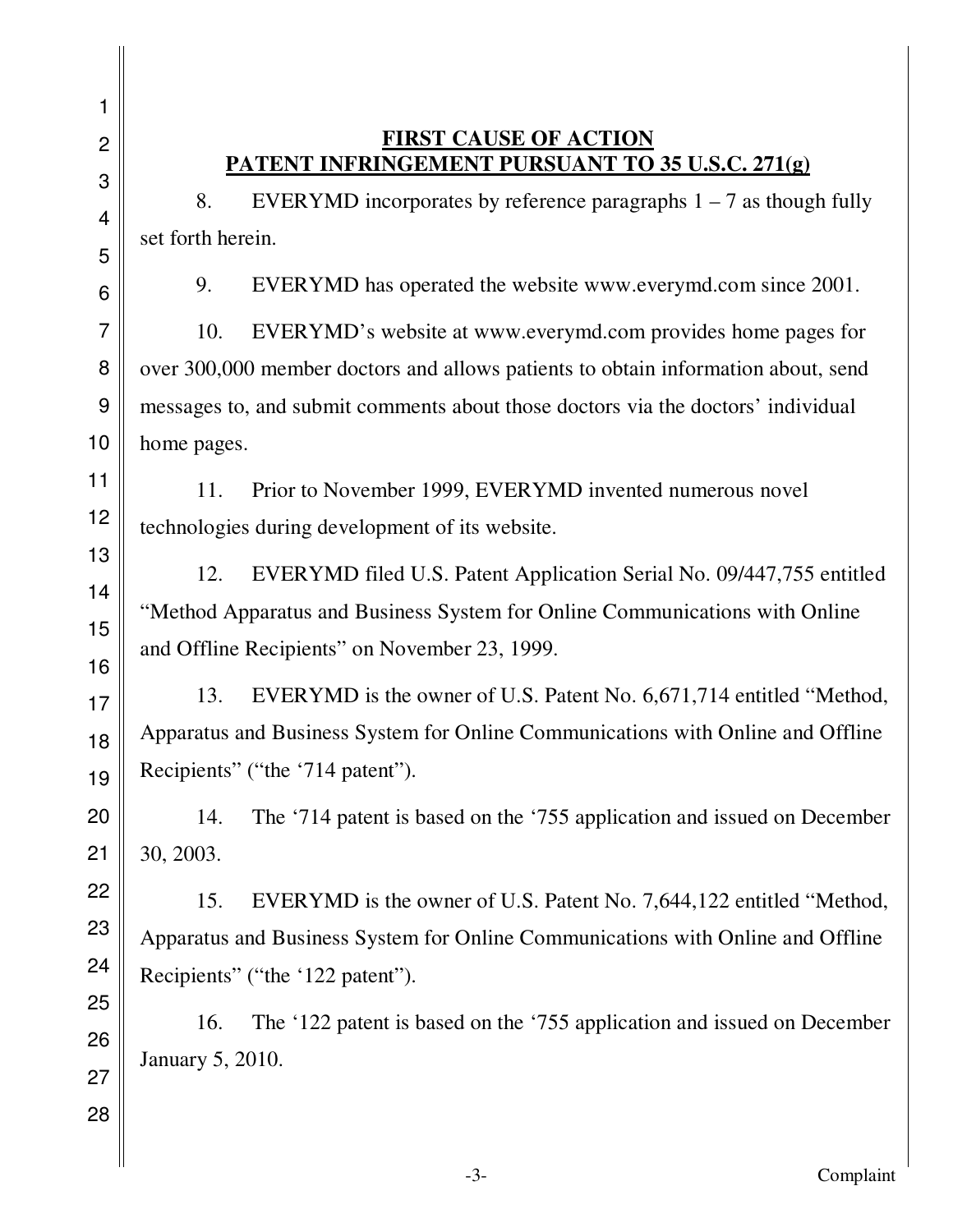**FIRST CAUSE OF ACTION**
**PATENT INFRINGEMENT PURSUANT TO 35 U.S.C. 271(g)**

8. EVERYMD incorporates by reference paragraphs 1 – 7 as though fully set forth herein.

9. EVERYMD has operated the website www.everymd.com since 2001.

10. EVERYMD's website at www.everymd.com provides home pages for over 300,000 member doctors and allows patients to obtain information about, send messages to, and submit comments about those doctors via the doctors' individual home pages.

11. Prior to November 1999, EVERYMD invented numerous novel technologies during development of its website.

12. EVERYMD filed U.S. Patent Application Serial No. 09/447,755 entitled "Method Apparatus and Business System for Online Communications with Online and Offline Recipients" on November 23, 1999.

13. EVERYMD is the owner of U.S. Patent No. 6,671,714 entitled "Method, Apparatus and Business System for Online Communications with Online and Offline Recipients" ("the '714 patent").

14. The '714 patent is based on the '755 application and issued on December 30, 2003.

15. EVERYMD is the owner of U.S. Patent No. 7,644,122 entitled "Method, Apparatus and Business System for Online Communications with Online and Offline Recipients" ("the '122 patent").

16. The '122 patent is based on the '755 application and issued on December January 5, 2010.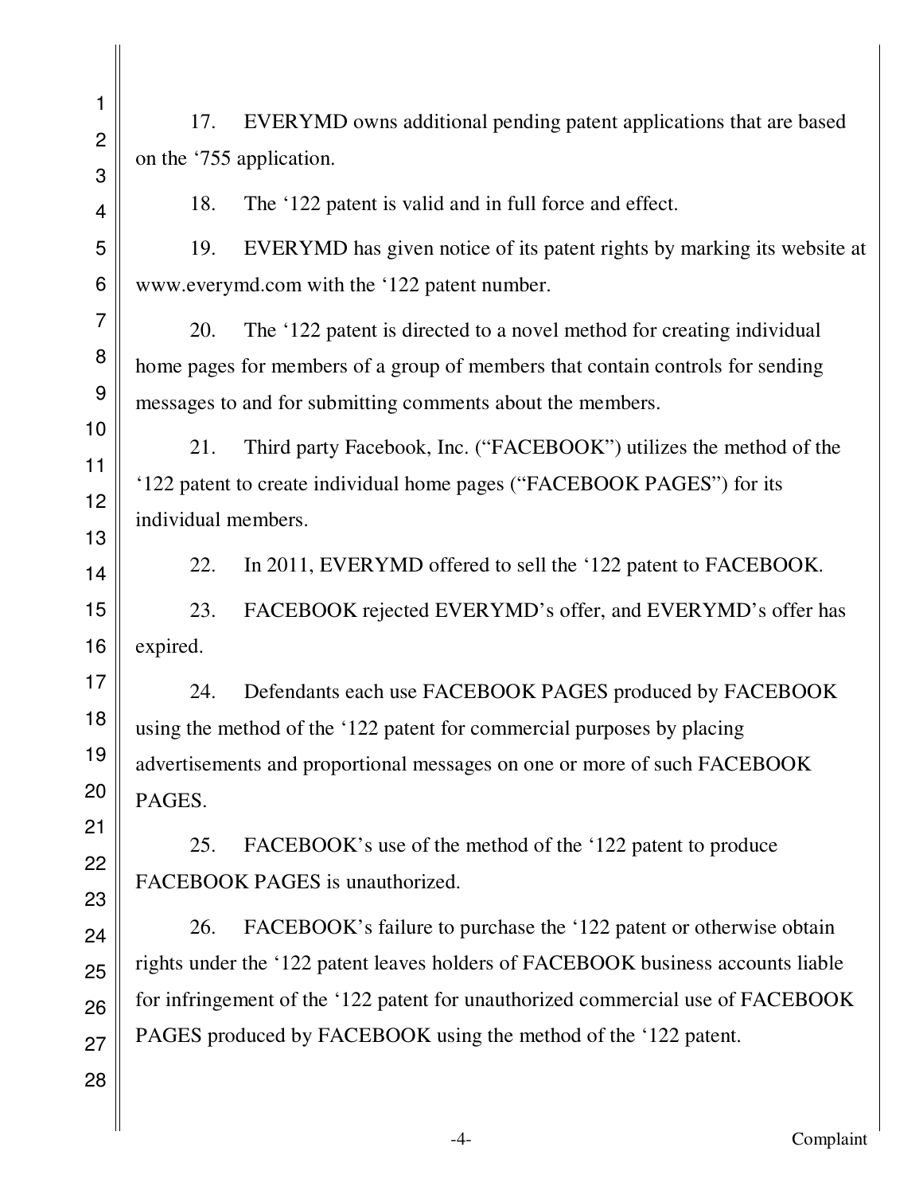17. EVERYMD owns additional pending patent applications that are based on the '755 application.

18. The '122 patent is valid and in full force and effect.

19. EVERYMD has given notice of its patent rights by marking its website at www.everymd.com with the '122 patent number.

20. The '122 patent is directed to a novel method for creating individual home pages for members of a group of members that contain controls for sending messages to and for submitting comments about the members.

21. Third party Facebook, Inc. ("FACEBOOK") utilizes the method of the '122 patent to create individual home pages ("FACEBOOK PAGES") for its individual members.

22. In 2011, EVERYMD offered to sell the '122 patent to FACEBOOK.

23. FACEBOOK rejected EVERYMD's offer, and EVERYMD's offer has expired.

24. Defendants each use FACEBOOK PAGES produced by FACEBOOK using the method of the '122 patent for commercial purposes by placing advertisements and proportional messages on one or more of such FACEBOOK PAGES.

25. FACEBOOK's use of the method of the '122 patent to produce FACEBOOK PAGES is unauthorized.

26. FACEBOOK's failure to purchase the '122 patent or otherwise obtain rights under the '122 patent leaves holders of FACEBOOK business accounts liable for infringement of the '122 patent for unauthorized commercial use of FACEBOOK PAGES produced by FACEBOOK using the method of the '122 patent.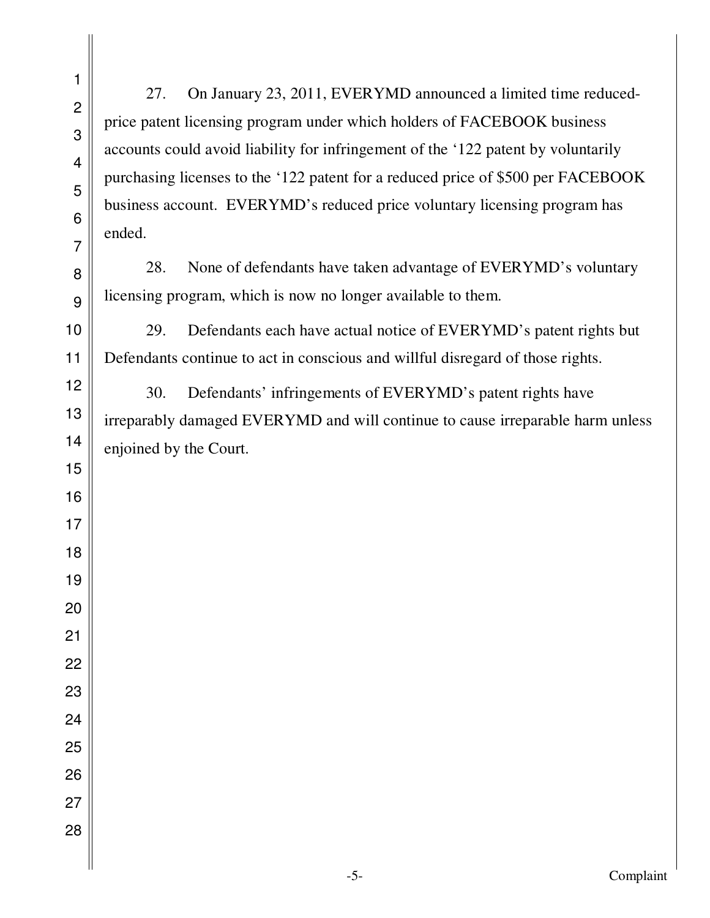27. On January 23, 2011, EVERYMD announced a limited time reduced-price patent licensing program under which holders of FACEBOOK business accounts could avoid liability for infringement of the '122 patent by voluntarily purchasing licenses to the '122 patent for a reduced price of $500 per FACEBOOK business account. EVERYMD's reduced price voluntary licensing program has ended.

28. None of defendants have taken advantage of EVERYMD's voluntary licensing program, which is now no longer available to them.

29. Defendants each have actual notice of EVERYMD's patent rights but Defendants continue to act in conscious and willful disregard of those rights.

30. Defendants' infringements of EVERYMD's patent rights have irreparably damaged EVERYMD and will continue to cause irreparable harm unless enjoined by the Court.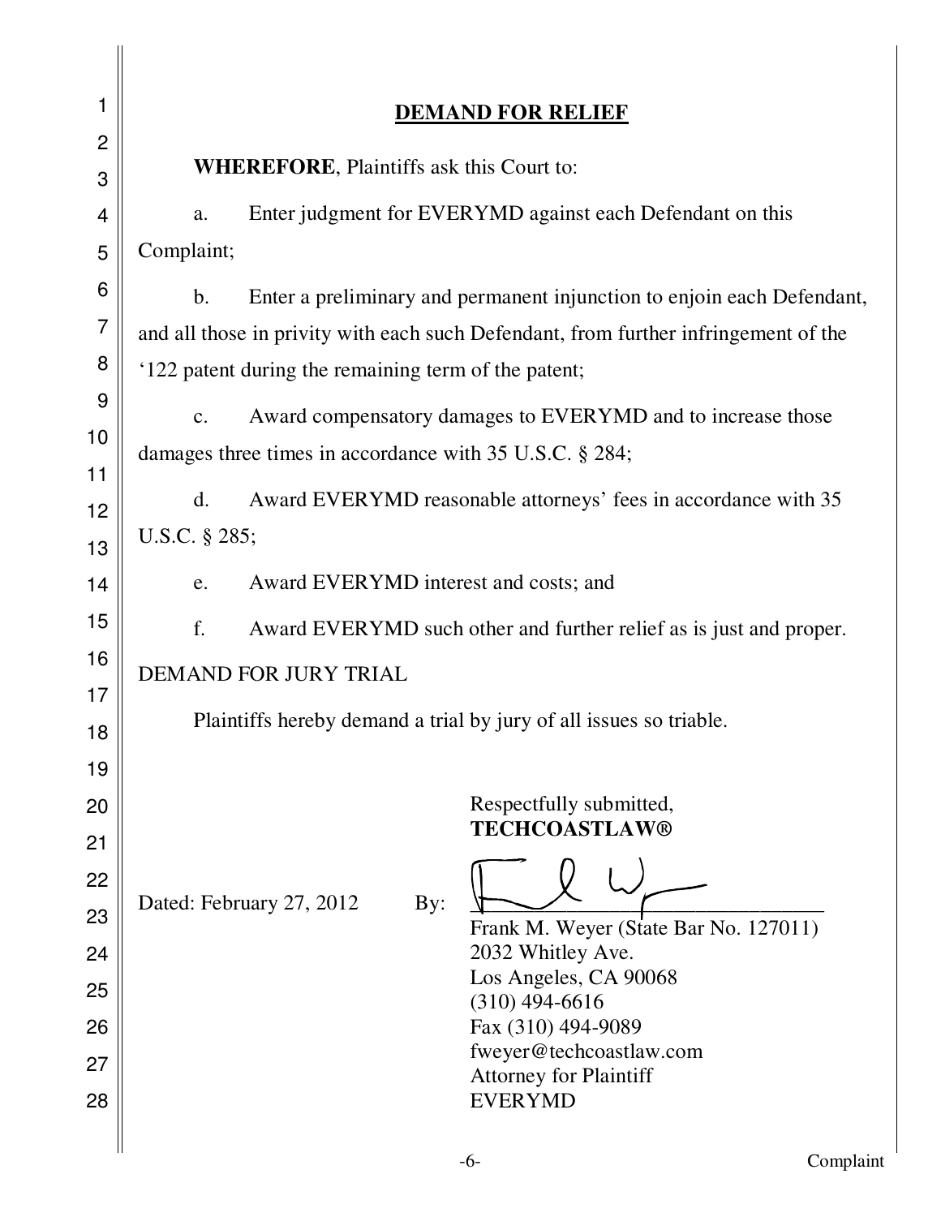## DEMAND FOR RELIEF

**WHEREFORE**, Plaintiffs ask this Court to:

a. Enter judgment for EVERYMD against each Defendant on this Complaint;

b. Enter a preliminary and permanent injunction to enjoin each Defendant, and all those in privity with each such Defendant, from further infringement of the '122 patent during the remaining term of the patent;

c. Award compensatory damages to EVERYMD and to increase those damages three times in accordance with 35 U.S.C. § 284;

d. Award EVERYMD reasonable attorneys' fees in accordance with 35 U.S.C. § 285;

e. Award EVERYMD interest and costs; and

f. Award EVERYMD such other and further relief as is just and proper.

DEMAND FOR JURY TRIAL

Plaintiffs hereby demand a trial by jury of all issues so triable.

Respectfully submitted,
**TECHCOASTLAW®**

Dated: February 27, 2012 By: ________________________________

Frank M. Weyer (State Bar No. 127011)
2032 Whitley Ave.
Los Angeles, CA 90068
(310) 494-6616
Fax (310) 494-9089
fweyer@techcoastlaw.com
Attorney for Plaintiff
EVERYMD